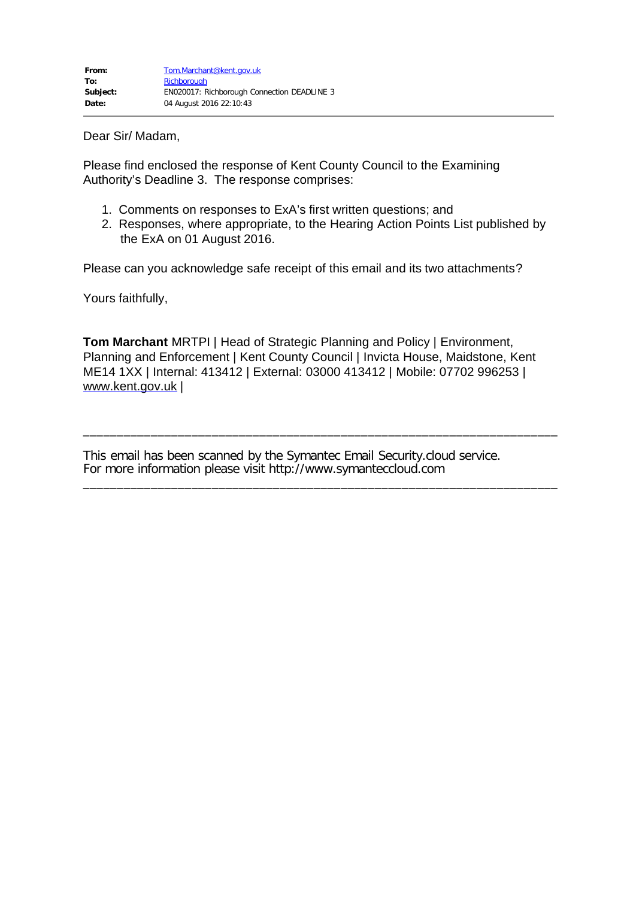| | |
|---|---|
| **From:** | Tom.Marchant@kent.gov.uk |
| **To:** | Richborough |
| **Subject:** | EN020017: Richborough Connection DEADLINE 3 |
| **Date:** | 04 August 2016 22:10:43 |

---

Dear Sir/ Madam,

Please find enclosed the response of Kent County Council to the Examining Authority's Deadline 3. The response comprises:

1. Comments on responses to ExA's first written questions; and
2. Responses, where appropriate, to the Hearing Action Points List published by the ExA on 01 August 2016.

Please can you acknowledge safe receipt of this email and its two attachments?

Yours faithfully,

**Tom Marchant** MRTPI | Head of Strategic Planning and Policy | Environment, Planning and Enforcement | Kent County Council | Invicta House, Maidstone, Kent ME14 1XX | Internal: 413412 | External: 03000 413412 | Mobile: 07702 996253 | www.kent.gov.uk |

______________________________________________________________________

This email has been scanned by the Symantec Email Security.cloud service.
For more information please visit http://www.symanteccloud.com

______________________________________________________________________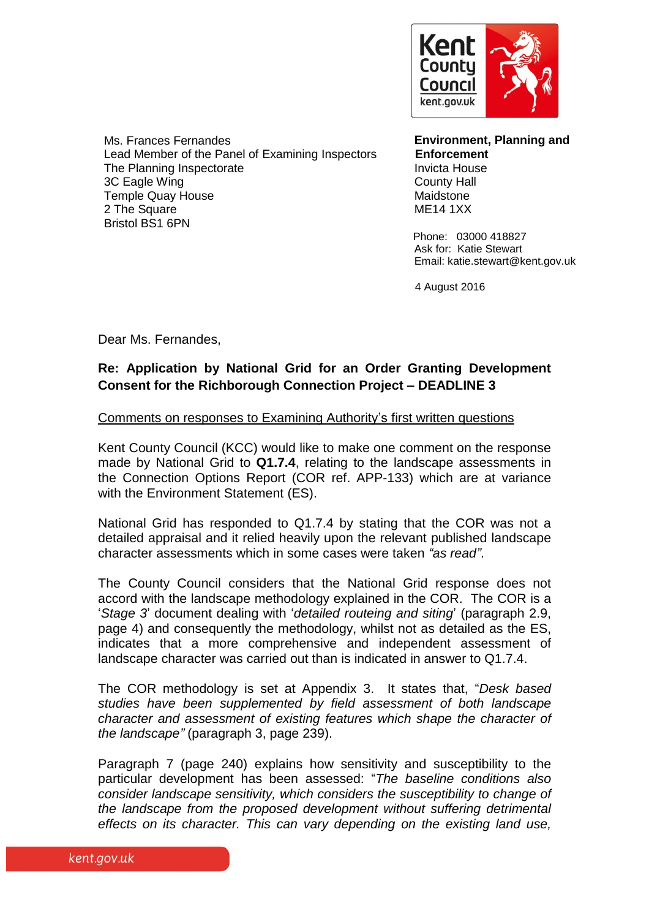Ms. Frances Fernandes
Lead Member of the Panel of Examining Inspectors
The Planning Inspectorate
3C Eagle Wing
Temple Quay House
2 The Square
Bristol BS1 6PN

**Environment, Planning and Enforcement**
Invicta House
County Hall
Maidstone
ME14 1XX

Phone: 03000 418827
Ask for: Katie Stewart
Email: katie.stewart@kent.gov.uk

4 August 2016

Dear Ms. Fernandes,

**Re: Application by National Grid for an Order Granting Development Consent for the Richborough Connection Project – DEADLINE 3**

Comments on responses to Examining Authority's first written questions

Kent County Council (KCC) would like to make one comment on the response made by National Grid to **Q1.7.4**, relating to the landscape assessments in the Connection Options Report (COR ref. APP-133) which are at variance with the Environment Statement (ES).

National Grid has responded to Q1.7.4 by stating that the COR was not a detailed appraisal and it relied heavily upon the relevant published landscape character assessments which in some cases were taken *"as read"*.

The County Council considers that the National Grid response does not accord with the landscape methodology explained in the COR. The COR is a '*Stage 3*' document dealing with '*detailed routeing and siting*' (paragraph 2.9, page 4) and consequently the methodology, whilst not as detailed as the ES, indicates that a more comprehensive and independent assessment of landscape character was carried out than is indicated in answer to Q1.7.4.

The COR methodology is set at Appendix 3. It states that, "*Desk based studies have been supplemented by field assessment of both landscape character and assessment of existing features which shape the character of the landscape"* (paragraph 3, page 239).

Paragraph 7 (page 240) explains how sensitivity and susceptibility to the particular development has been assessed: "*The baseline conditions also consider landscape sensitivity, which considers the susceptibility to change of the landscape from the proposed development without suffering detrimental effects on its character. This can vary depending on the existing land use,*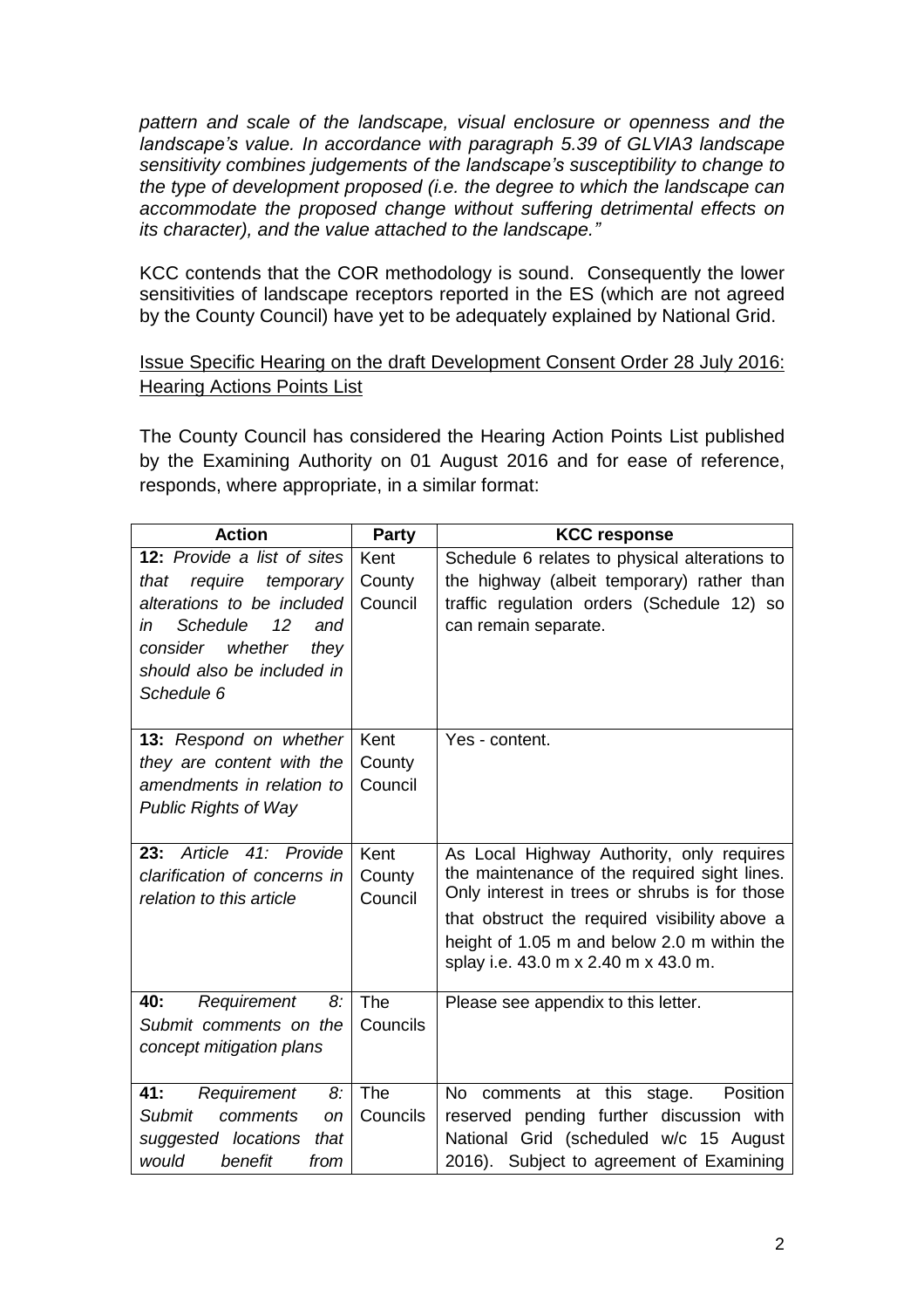*pattern and scale of the landscape, visual enclosure or openness and the landscape's value. In accordance with paragraph 5.39 of GLVIA3 landscape sensitivity combines judgements of the landscape's susceptibility to change to the type of development proposed (i.e. the degree to which the landscape can accommodate the proposed change without suffering detrimental effects on its character), and the value attached to the landscape."*

KCC contends that the COR methodology is sound. Consequently the lower sensitivities of landscape receptors reported in the ES (which are not agreed by the County Council) have yet to be adequately explained by National Grid.

<u>Issue Specific Hearing on the draft Development Consent Order 28 July 2016: Hearing Actions Points List</u>

The County Council has considered the Hearing Action Points List published by the Examining Authority on 01 August 2016 and for ease of reference, responds, where appropriate, in a similar format:

| Action | Party | KCC response |
|---|---|---|
| **12:** *Provide a list of sites that require temporary alterations to be included in Schedule 12 and consider whether they should also be included in Schedule 6* | Kent County Council | Schedule 6 relates to physical alterations to the highway (albeit temporary) rather than traffic regulation orders (Schedule 12) so can remain separate. |
| **13:** *Respond on whether they are content with the amendments in relation to Public Rights of Way* | Kent County Council | Yes - content. |
| **23:** *Article 41: Provide clarification of concerns in relation to this article* | Kent County Council | As Local Highway Authority, only requires the maintenance of the required sight lines. Only interest in trees or shrubs is for those that obstruct the required visibility above a height of 1.05 m and below 2.0 m within the splay i.e. 43.0 m x 2.40 m x 43.0 m. |
| **40:** *Requirement 8: Submit comments on the concept mitigation plans* | The Councils | Please see appendix to this letter. |
| **41:** *Requirement 8: Submit comments on suggested locations that would benefit from* | The Councils | No comments at this stage. Position reserved pending further discussion with National Grid (scheduled w/c 15 August 2016). Subject to agreement of Examining |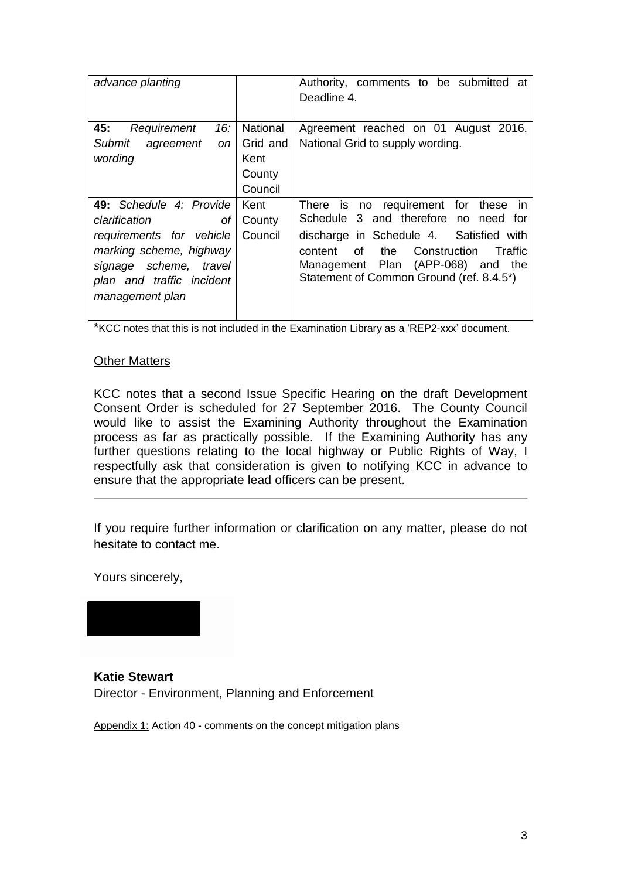| | | |
|---|---|---|
| *advance planting* | | Authority, comments to be submitted at Deadline 4. |
| **45:** *Requirement 16: Submit agreement on wording* | National Grid and Kent County Council | Agreement reached on 01 August 2016. National Grid to supply wording. |
| **49:** *Schedule 4: Provide clarification of requirements for vehicle marking scheme, highway signage scheme, travel plan and traffic incident management plan* | Kent County Council | There is no requirement for these in Schedule 3 and therefore no need for discharge in Schedule 4. Satisfied with content of the Construction Traffic Management Plan (APP-068) and the Statement of Common Ground (ref. 8.4.5*) |

*KCC notes that this is not included in the Examination Library as a 'REP2-xxx' document.

Other Matters

KCC notes that a second Issue Specific Hearing on the draft Development Consent Order is scheduled for 27 September 2016. The County Council would like to assist the Examining Authority throughout the Examination process as far as practically possible. If the Examining Authority has any further questions relating to the local highway or Public Rights of Way, I respectfully ask that consideration is given to notifying KCC in advance to ensure that the appropriate lead officers can be present.

---

If you require further information or clarification on any matter, please do not hesitate to contact me.

Yours sincerely,

**Katie Stewart**
Director - Environment, Planning and Enforcement

Appendix 1: Action 40 - comments on the concept mitigation plans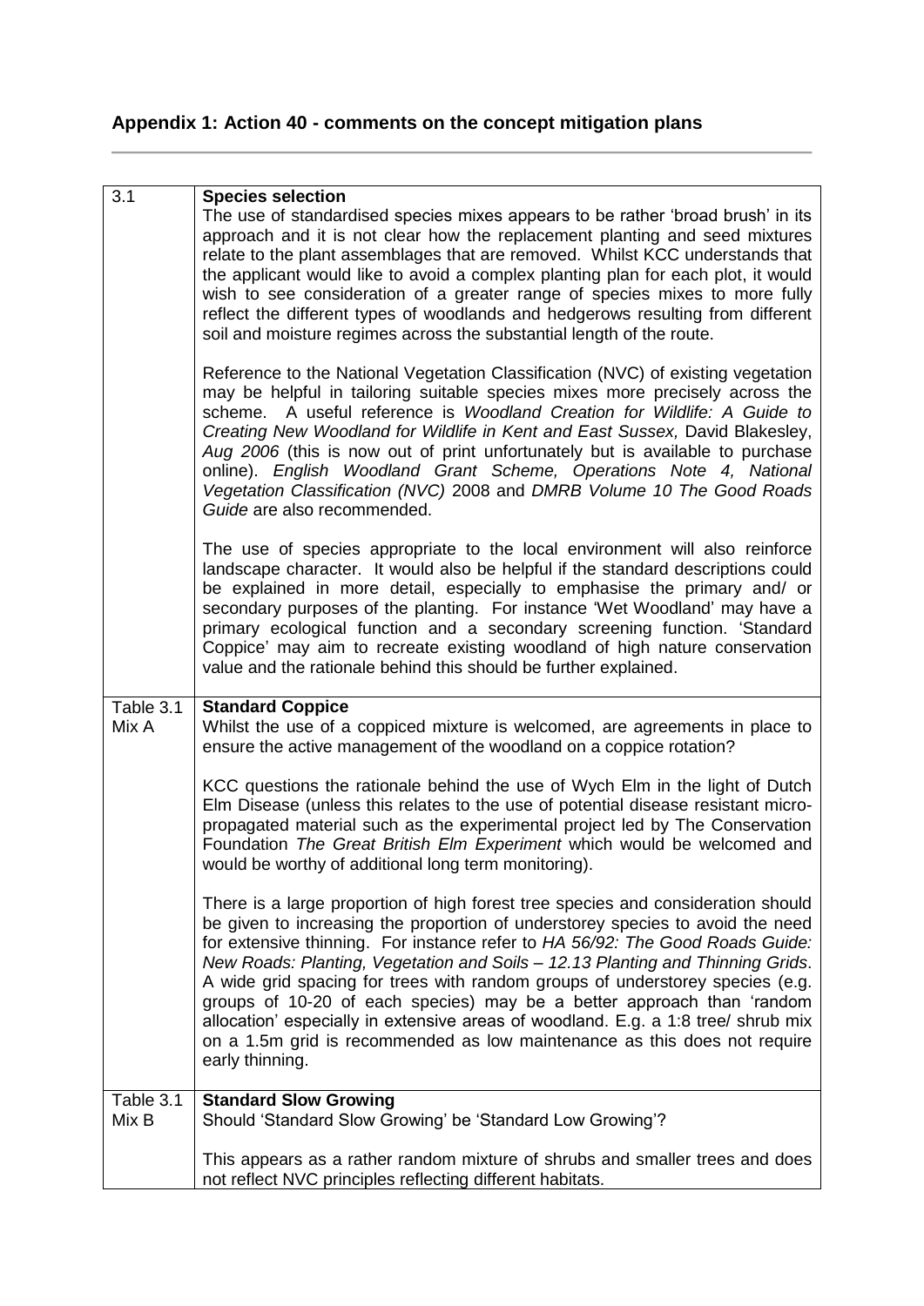## Appendix 1: Action 40 - comments on the concept mitigation plans

| | |
|---|---|
| 3.1 | **Species selection**<br>The use of standardised species mixes appears to be rather 'broad brush' in its approach and it is not clear how the replacement planting and seed mixtures relate to the plant assemblages that are removed. Whilst KCC understands that the applicant would like to avoid a complex planting plan for each plot, it would wish to see consideration of a greater range of species mixes to more fully reflect the different types of woodlands and hedgerows resulting from different soil and moisture regimes across the substantial length of the route.<br><br>Reference to the National Vegetation Classification (NVC) of existing vegetation may be helpful in tailoring suitable species mixes more precisely across the scheme. A useful reference is *Woodland Creation for Wildlife: A Guide to Creating New Woodland for Wildlife in Kent and East Sussex,* David Blakesley, *Aug 2006* (this is now out of print unfortunately but is available to purchase online). *English Woodland Grant Scheme, Operations Note 4, National Vegetation Classification (NVC)* 2008 and *DMRB Volume 10 The Good Roads Guide* are also recommended.<br><br>The use of species appropriate to the local environment will also reinforce landscape character. It would also be helpful if the standard descriptions could be explained in more detail, especially to emphasise the primary and/ or secondary purposes of the planting. For instance 'Wet Woodland' may have a primary ecological function and a secondary screening function. 'Standard Coppice' may aim to recreate existing woodland of high nature conservation value and the rationale behind this should be further explained. |
| Table 3.1 Mix A | **Standard Coppice**<br>Whilst the use of a coppiced mixture is welcomed, are agreements in place to ensure the active management of the woodland on a coppice rotation?<br><br>KCC questions the rationale behind the use of Wych Elm in the light of Dutch Elm Disease (unless this relates to the use of potential disease resistant micro-propagated material such as the experimental project led by The Conservation Foundation *The Great British Elm Experiment* which would be welcomed and would be worthy of additional long term monitoring).<br><br>There is a large proportion of high forest tree species and consideration should be given to increasing the proportion of understorey species to avoid the need for extensive thinning. For instance refer to *HA 56/92: The Good Roads Guide: New Roads: Planting, Vegetation and Soils – 12.13 Planting and Thinning Grids*. A wide grid spacing for trees with random groups of understorey species (e.g. groups of 10-20 of each species) may be a better approach than 'random allocation' especially in extensive areas of woodland. E.g. a 1:8 tree/ shrub mix on a 1.5m grid is recommended as low maintenance as this does not require early thinning. |
| Table 3.1 Mix B | **Standard Slow Growing**<br>Should 'Standard Slow Growing' be 'Standard Low Growing'?<br><br>This appears as a rather random mixture of shrubs and smaller trees and does not reflect NVC principles reflecting different habitats. |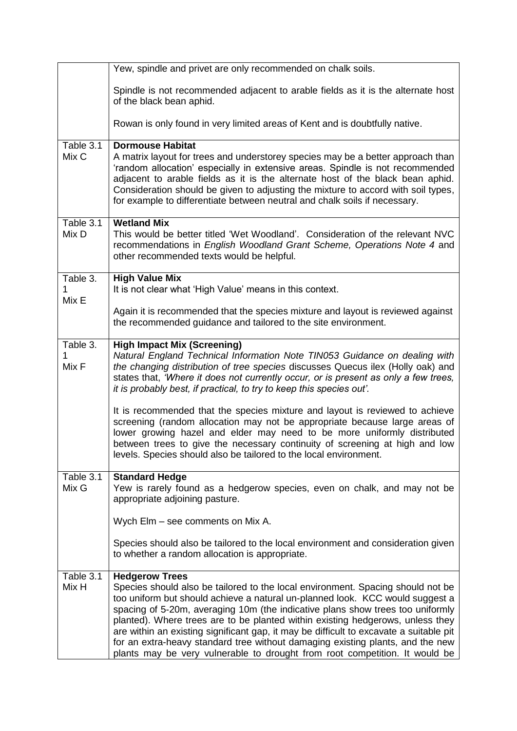|  |  |
|---|---|
|  | Yew, spindle and privet are only recommended on chalk soils.<br><br>Spindle is not recommended adjacent to arable fields as it is the alternate host of the black bean aphid.<br><br>Rowan is only found in very limited areas of Kent and is doubtfully native. |
| Table 3.1 Mix C | **Dormouse Habitat**<br>A matrix layout for trees and understorey species may be a better approach than 'random allocation' especially in extensive areas. Spindle is not recommended adjacent to arable fields as it is the alternate host of the black bean aphid. Consideration should be given to adjusting the mixture to accord with soil types, for example to differentiate between neutral and chalk soils if necessary. |
| Table 3.1 Mix D | **Wetland Mix**<br>This would be better titled 'Wet Woodland'. Consideration of the relevant NVC recommendations in *English Woodland Grant Scheme, Operations Note 4* and other recommended texts would be helpful. |
| Table 3.1 Mix E | **High Value Mix**<br>It is not clear what 'High Value' means in this context.<br><br>Again it is recommended that the species mixture and layout is reviewed against the recommended guidance and tailored to the site environment. |
| Table 3.1 Mix F | **High Impact Mix (Screening)**<br>*Natural England Technical Information Note TIN053 Guidance on dealing with the changing distribution of tree species* discusses Quecus ilex (Holly oak) and states that, *'Where it does not currently occur, or is present as only a few trees, it is probably best, if practical, to try to keep this species out'.*<br><br>It is recommended that the species mixture and layout is reviewed to achieve screening (random allocation may not be appropriate because large areas of lower growing hazel and elder may need to be more uniformly distributed between trees to give the necessary continuity of screening at high and low levels. Species should also be tailored to the local environment. |
| Table 3.1 Mix G | **Standard Hedge**<br>Yew is rarely found as a hedgerow species, even on chalk, and may not be appropriate adjoining pasture.<br><br>Wych Elm – see comments on Mix A.<br><br>Species should also be tailored to the local environment and consideration given to whether a random allocation is appropriate. |
| Table 3.1 Mix H | **Hedgerow Trees**<br>Species should also be tailored to the local environment. Spacing should not be too uniform but should achieve a natural un-planned look. KCC would suggest a spacing of 5-20m, averaging 10m (the indicative plans show trees too uniformly planted). Where trees are to be planted within existing hedgerows, unless they are within an existing significant gap, it may be difficult to excavate a suitable pit for an extra-heavy standard tree without damaging existing plants, and the new plants may be very vulnerable to drought from root competition. It would be |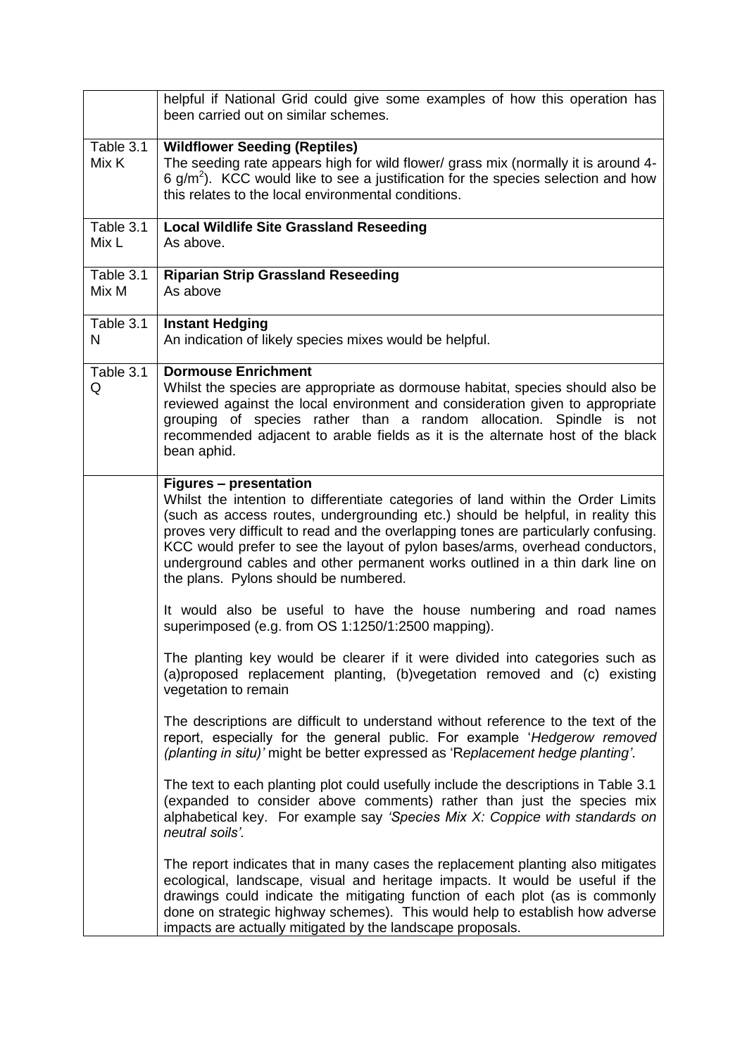| | |
|---|---|
| | helpful if National Grid could give some examples of how this operation has been carried out on similar schemes. |
| Table 3.1 Mix K | **Wildflower Seeding (Reptiles)**<br>The seeding rate appears high for wild flower/ grass mix (normally it is around 4-6 $g/m^2$). KCC would like to see a justification for the species selection and how this relates to the local environmental conditions. |
| Table 3.1 Mix L | **Local Wildlife Site Grassland Reseeding**<br>As above. |
| Table 3.1 Mix M | **Riparian Strip Grassland Reseeding**<br>As above |
| Table 3.1 N | **Instant Hedging**<br>An indication of likely species mixes would be helpful. |
| Table 3.1 Q | **Dormouse Enrichment**<br>Whilst the species are appropriate as dormouse habitat, species should also be reviewed against the local environment and consideration given to appropriate grouping of species rather than a random allocation. Spindle is not recommended adjacent to arable fields as it is the alternate host of the black bean aphid. |
| | **Figures – presentation**<br>Whilst the intention to differentiate categories of land within the Order Limits (such as access routes, undergrounding etc.) should be helpful, in reality this proves very difficult to read and the overlapping tones are particularly confusing. KCC would prefer to see the layout of pylon bases/arms, overhead conductors, underground cables and other permanent works outlined in a thin dark line on the plans. Pylons should be numbered.<br><br>It would also be useful to have the house numbering and road names superimposed (e.g. from OS 1:1250/1:2500 mapping).<br><br>The planting key would be clearer if it were divided into categories such as (a)proposed replacement planting, (b)vegetation removed and (c) existing vegetation to remain<br><br>The descriptions are difficult to understand without reference to the text of the report, especially for the general public. For example '*Hedgerow removed (planting in situ)'* might be better expressed as 'R*eplacement hedge planting'*.<br><br>The text to each planting plot could usefully include the descriptions in Table 3.1 (expanded to consider above comments) rather than just the species mix alphabetical key. For example say *'Species Mix X: Coppice with standards on neutral soils'.*<br><br>The report indicates that in many cases the replacement planting also mitigates ecological, landscape, visual and heritage impacts. It would be useful if the drawings could indicate the mitigating function of each plot (as is commonly done on strategic highway schemes). This would help to establish how adverse impacts are actually mitigated by the landscape proposals. |